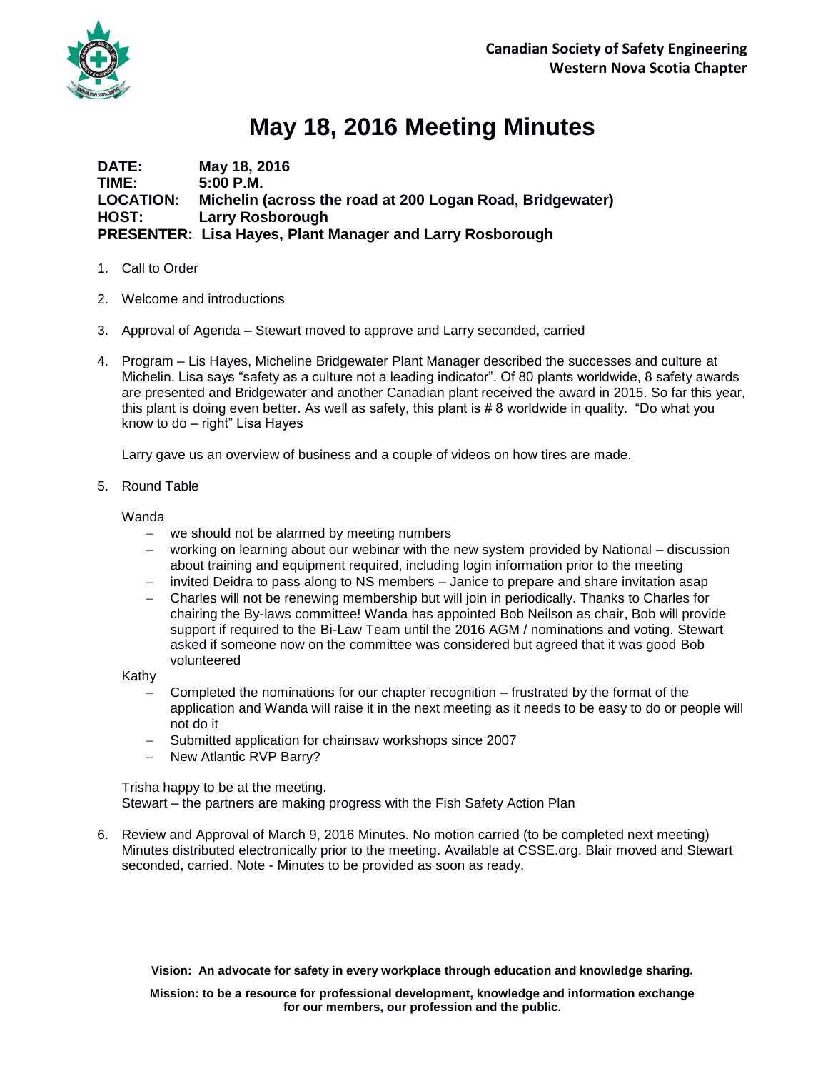**Canadian Society of Safety Engineering**
**Western Nova Scotia Chapter**

# May 18, 2016 Meeting Minutes

**DATE:** May 18, 2016
**TIME:** 5:00 P.M.
**LOCATION:** Michelin (across the road at 200 Logan Road, Bridgewater)
**HOST:** Larry Rosborough
**PRESENTER:** Lisa Hayes, Plant Manager and Larry Rosborough

1. Call to Order

2. Welcome and introductions

3. Approval of Agenda – Stewart moved to approve and Larry seconded, carried

4. Program – Lis Hayes, Micheline Bridgewater Plant Manager described the successes and culture at Michelin. Lisa says "safety as a culture not a leading indicator". Of 80 plants worldwide, 8 safety awards are presented and Bridgewater and another Canadian plant received the award in 2015. So far this year, this plant is doing even better. As well as safety, this plant is # 8 worldwide in quality. "Do what you know to do – right" Lisa Hayes

   Larry gave us an overview of business and a couple of videos on how tires are made.

5. Round Table

   Wanda
   - we should not be alarmed by meeting numbers
   - working on learning about our webinar with the new system provided by National – discussion about training and equipment required, including login information prior to the meeting
   - invited Deidra to pass along to NS members – Janice to prepare and share invitation asap
   - Charles will not be renewing membership but will join in periodically. Thanks to Charles for chairing the By-laws committee! Wanda has appointed Bob Neilson as chair, Bob will provide support if required to the Bi-Law Team until the 2016 AGM / nominations and voting. Stewart asked if someone now on the committee was considered but agreed that it was good Bob volunteered

   Kathy
   - Completed the nominations for our chapter recognition – frustrated by the format of the application and Wanda will raise it in the next meeting as it needs to be easy to do or people will not do it
   - Submitted application for chainsaw workshops since 2007
   - New Atlantic RVP Barry?

   Trisha happy to be at the meeting.
   Stewart – the partners are making progress with the Fish Safety Action Plan

6. Review and Approval of March 9, 2016 Minutes. No motion carried (to be completed next meeting) Minutes distributed electronically prior to the meeting. Available at CSSE.org. Blair moved and Stewart seconded, carried. Note - Minutes to be provided as soon as ready.

**Vision: An advocate for safety in every workplace through education and knowledge sharing.**

**Mission: to be a resource for professional development, knowledge and information exchange for our members, our profession and the public.**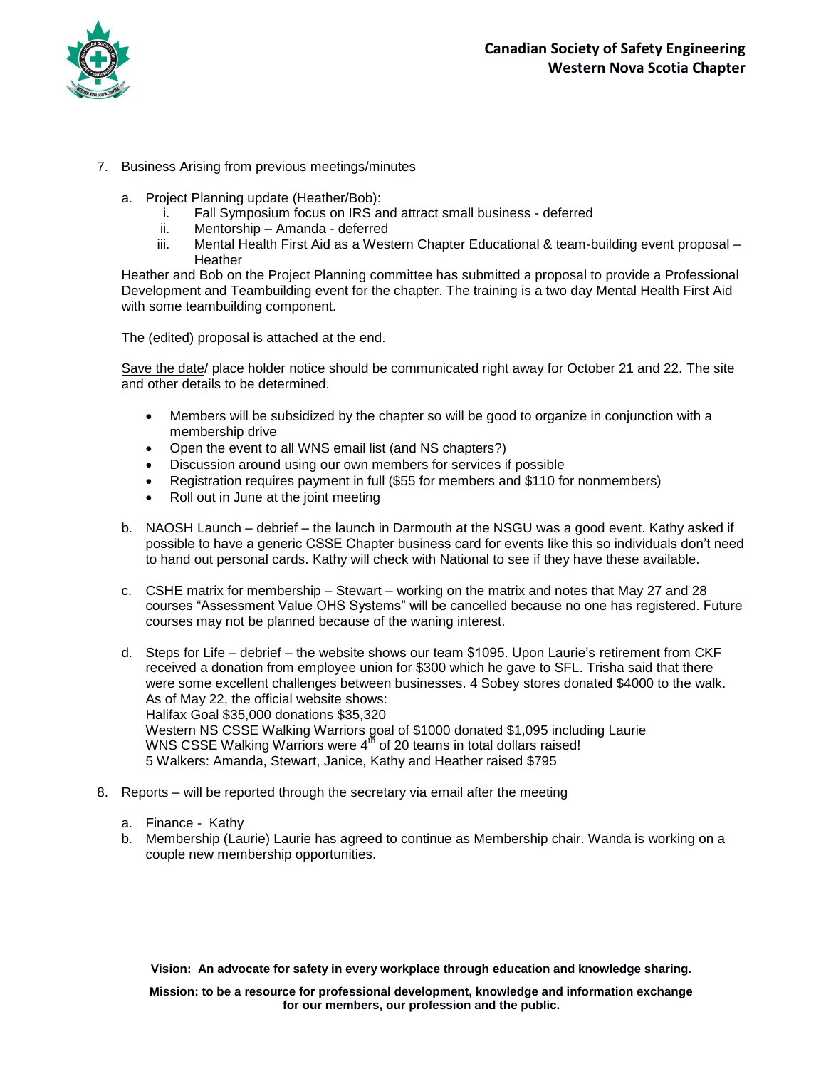7. Business Arising from previous meetings/minutes

   a. Project Planning update (Heather/Bob):
      i. Fall Symposium focus on IRS and attract small business - deferred
      ii. Mentorship – Amanda - deferred
      iii. Mental Health First Aid as a Western Chapter Educational & team-building event proposal – Heather

   Heather and Bob on the Project Planning committee has submitted a proposal to provide a Professional Development and Teambuilding event for the chapter. The training is a two day Mental Health First Aid with some teambuilding component.

   The (edited) proposal is attached at the end.

   Save the date/ place holder notice should be communicated right away for October 21 and 22. The site and other details to be determined.

   - Members will be subsidized by the chapter so will be good to organize in conjunction with a membership drive
   - Open the event to all WNS email list (and NS chapters?)
   - Discussion around using our own members for services if possible
   - Registration requires payment in full ($55 for members and $110 for nonmembers)
   - Roll out in June at the joint meeting

   b. NAOSH Launch – debrief – the launch in Darmouth at the NSGU was a good event. Kathy asked if possible to have a generic CSSE Chapter business card for events like this so individuals don't need to hand out personal cards. Kathy will check with National to see if they have these available.

   c. CSHE matrix for membership – Stewart – working on the matrix and notes that May 27 and 28 courses "Assessment Value OHS Systems" will be cancelled because no one has registered. Future courses may not be planned because of the waning interest.

   d. Steps for Life – debrief – the website shows our team $1095. Upon Laurie's retirement from CKF received a donation from employee union for $300 which he gave to SFL. Trisha said that there were some excellent challenges between businesses. 4 Sobey stores donated $4000 to the walk.
   As of May 22, the official website shows:
   Halifax Goal $35,000 donations $35,320
   Western NS CSSE Walking Warriors goal of $1000 donated $1,095 including Laurie
   WNS CSSE Walking Warriors were 4th of 20 teams in total dollars raised!
   5 Walkers: Amanda, Stewart, Janice, Kathy and Heather raised $795

8. Reports – will be reported through the secretary via email after the meeting

   a. Finance - Kathy
   b. Membership (Laurie) Laurie has agreed to continue as Membership chair. Wanda is working on a couple new membership opportunities.

**Vision: An advocate for safety in every workplace through education and knowledge sharing.**

**Mission: to be a resource for professional development, knowledge and information exchange for our members, our profession and the public.**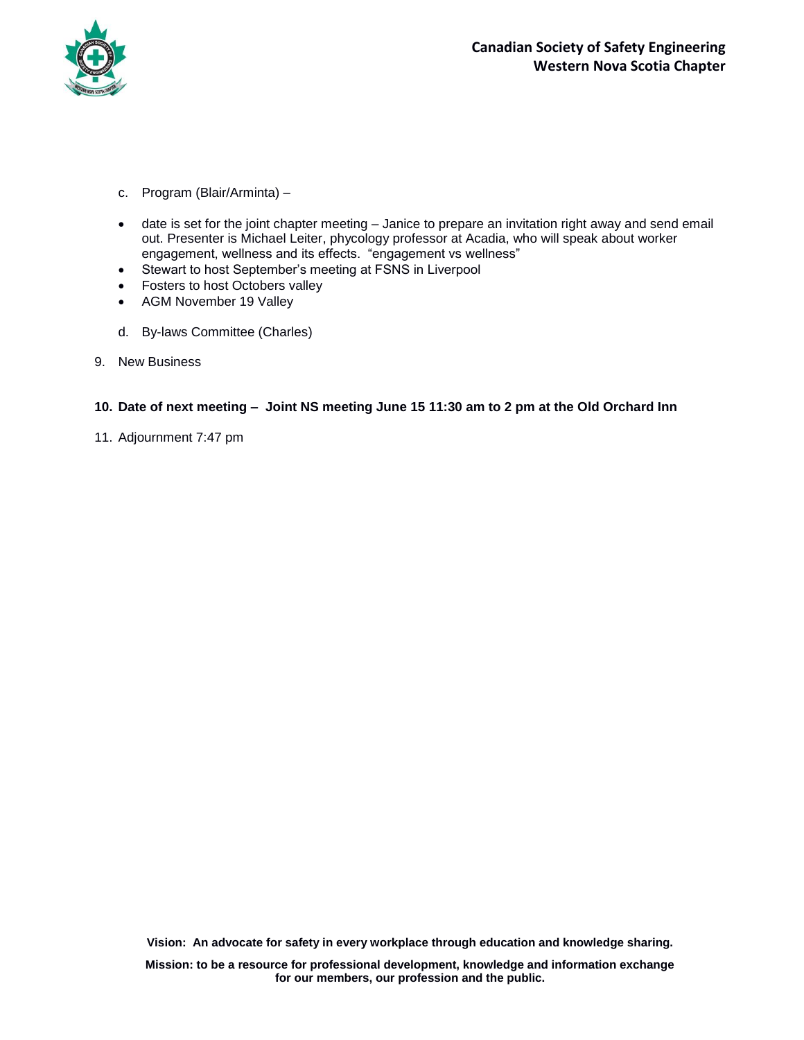c. Program (Blair/Arminta) –

- date is set for the joint chapter meeting – Janice to prepare an invitation right away and send email out. Presenter is Michael Leiter, phycology professor at Acadia, who will speak about worker engagement, wellness and its effects. "engagement vs wellness"
- Stewart to host September's meeting at FSNS in Liverpool
- Fosters to host Octobers valley
- AGM November 19 Valley

d. By-laws Committee (Charles)

9. New Business

**10. Date of next meeting – Joint NS meeting June 15 11:30 am to 2 pm at the Old Orchard Inn**

11. Adjournment 7:47 pm

**Vision: An advocate for safety in every workplace through education and knowledge sharing.**

**Mission: to be a resource for professional development, knowledge and information exchange for our members, our profession and the public.**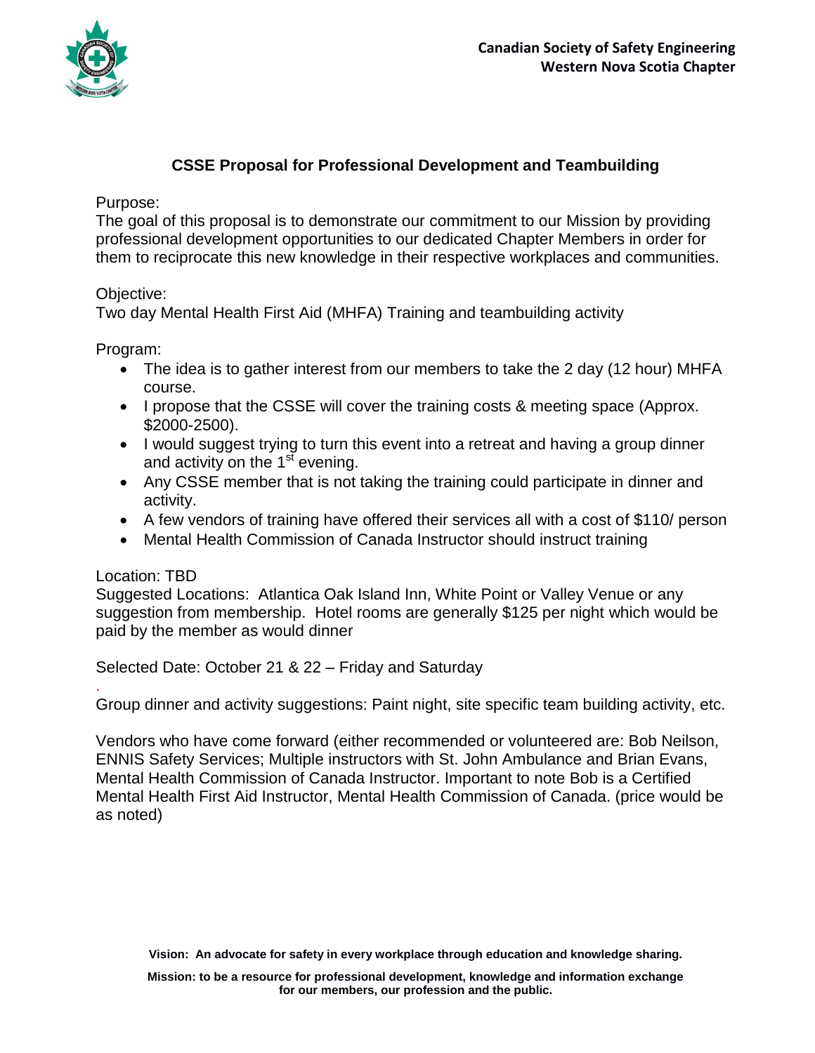**Canadian Society of Safety Engineering**
**Western Nova Scotia Chapter**

## CSSE Proposal for Professional Development and Teambuilding

Purpose:
The goal of this proposal is to demonstrate our commitment to our Mission by providing professional development opportunities to our dedicated Chapter Members in order for them to reciprocate this new knowledge in their respective workplaces and communities.

Objective:
Two day Mental Health First Aid (MHFA) Training and teambuilding activity

Program:

- The idea is to gather interest from our members to take the 2 day (12 hour) MHFA course.
- I propose that the CSSE will cover the training costs & meeting space (Approx. $2000-2500).
- I would suggest trying to turn this event into a retreat and having a group dinner and activity on the 1st evening.
- Any CSSE member that is not taking the training could participate in dinner and activity.
- A few vendors of training have offered their services all with a cost of $110/ person
- Mental Health Commission of Canada Instructor should instruct training

Location: TBD
Suggested Locations: Atlantica Oak Island Inn, White Point or Valley Venue or any suggestion from membership. Hotel rooms are generally $125 per night which would be paid by the member as would dinner

Selected Date: October 21 & 22 – Friday and Saturday

Group dinner and activity suggestions: Paint night, site specific team building activity, etc.

Vendors who have come forward (either recommended or volunteered are: Bob Neilson, ENNIS Safety Services; Multiple instructors with St. John Ambulance and Brian Evans, Mental Health Commission of Canada Instructor. Important to note Bob is a Certified Mental Health First Aid Instructor, Mental Health Commission of Canada. (price would be as noted)

**Vision: An advocate for safety in every workplace through education and knowledge sharing.**

**Mission: to be a resource for professional development, knowledge and information exchange for our members, our profession and the public.**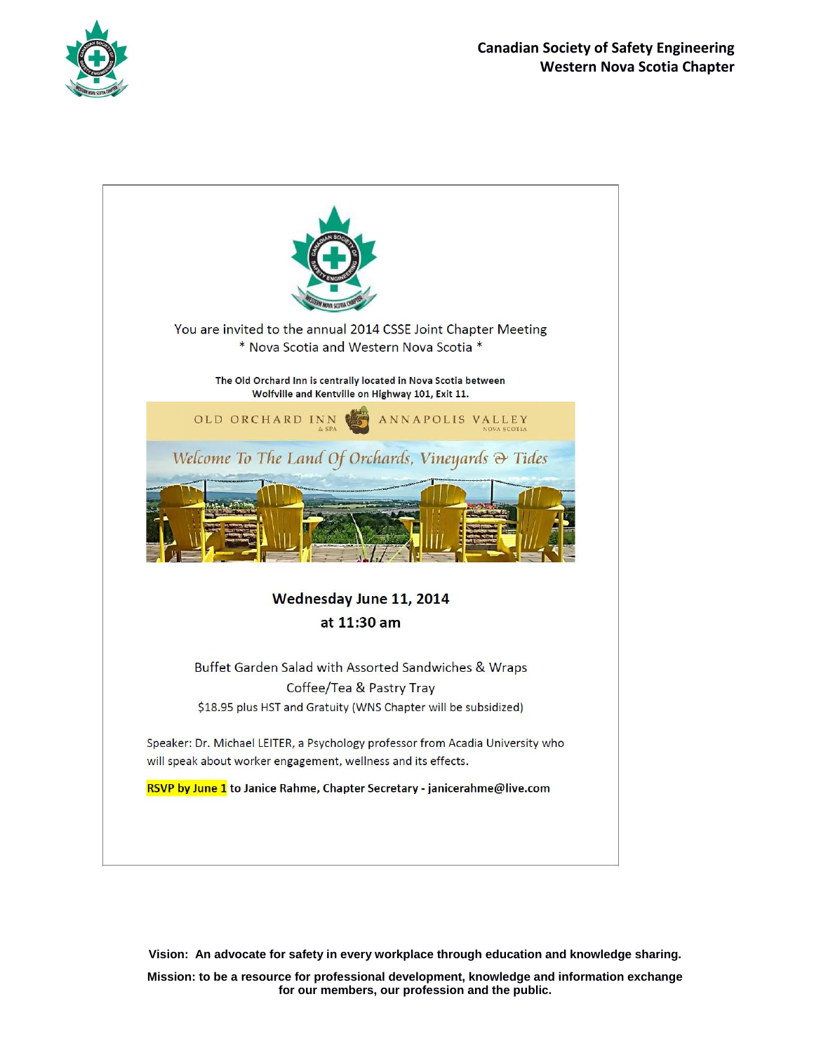**Canadian Society of Safety Engineering**
**Western Nova Scotia Chapter**

You are invited to the annual 2014 CSSE Joint Chapter Meeting
* Nova Scotia and Western Nova Scotia *

**The Old Orchard Inn is centrally located in Nova Scotia between Wolfville and Kentville on Highway 101, Exit 11.**

OLD ORCHARD INN & SPA ANNAPOLIS VALLEY NOVA SCOTIA

*Welcome To The Land Of Orchards, Vineyards & Tides*

**Wednesday June 11, 2014**
**at 11:30 am**

Buffet Garden Salad with Assorted Sandwiches & Wraps
Coffee/Tea & Pastry Tray
$18.95 plus HST and Gratuity (WNS Chapter will be subsidized)

Speaker: Dr. Michael LEITER, a Psychology professor from Acadia University who will speak about worker engagement, wellness and its effects.

**RSVP by June 1 to Janice Rahme, Chapter Secretary - janicerahme@live.com**

**Vision: An advocate for safety in every workplace through education and knowledge sharing.**

**Mission: to be a resource for professional development, knowledge and information exchange for our members, our profession and the public.**